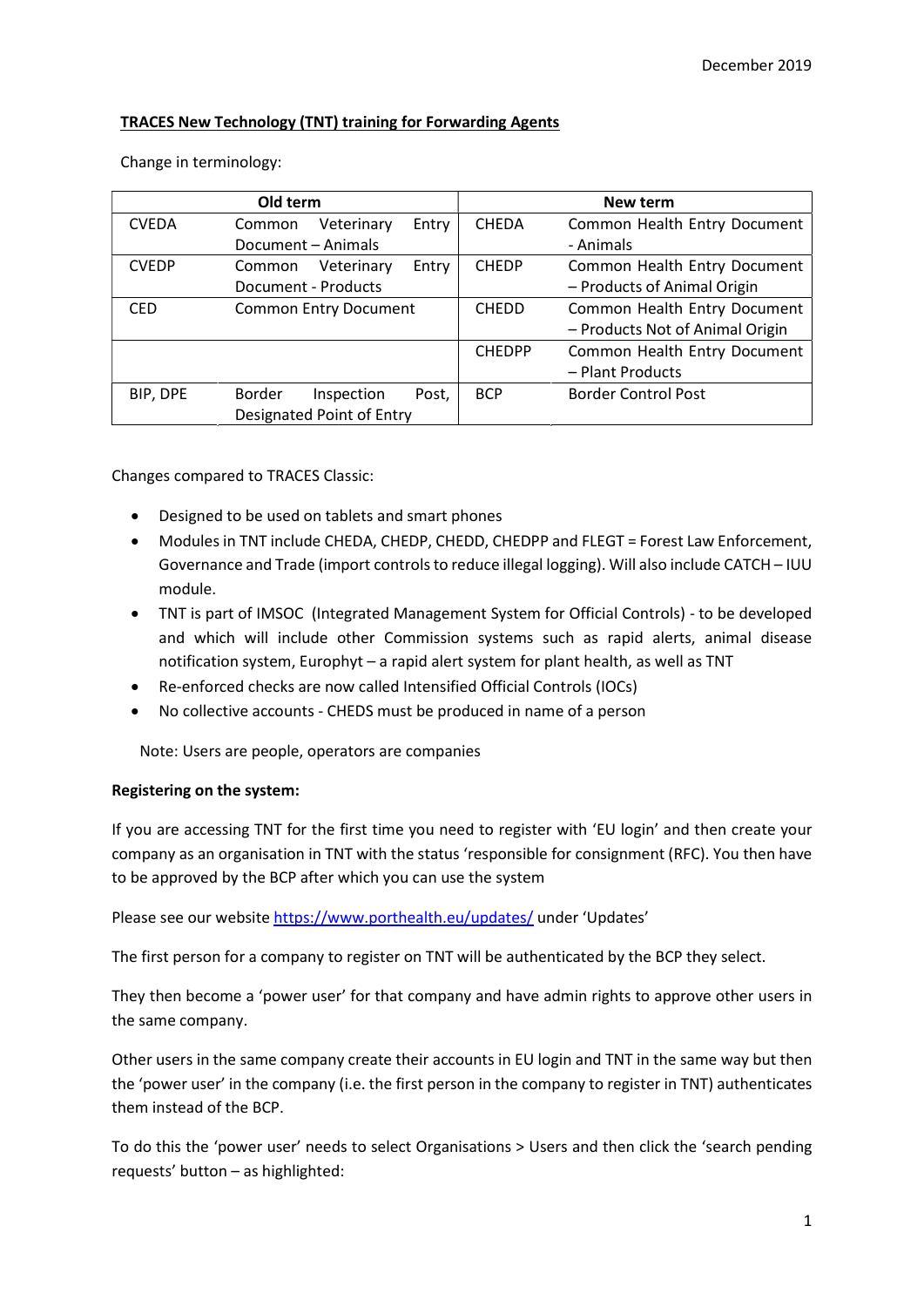December 2019

**TRACES New Technology (TNT) training for Forwarding Agents**

Change in terminology:

| Old term | | New term | |
|---|---|---|---|
| CVEDA | Common Veterinary Entry Document – Animals | CHEDA | Common Health Entry Document - Animals |
| CVEDP | Common Veterinary Entry Document - Products | CHEDP | Common Health Entry Document – Products of Animal Origin |
| CED | Common Entry Document | CHEDD | Common Health Entry Document – Products Not of Animal Origin |
| | | CHEDPP | Common Health Entry Document – Plant Products |
| BIP, DPE | Border Inspection Post, Designated Point of Entry | BCP | Border Control Post |

Changes compared to TRACES Classic:

- Designed to be used on tablets and smart phones
- Modules in TNT include CHEDA, CHEDP, CHEDD, CHEDPP and FLEGT = Forest Law Enforcement, Governance and Trade (import controls to reduce illegal logging). Will also include CATCH – IUU module.
- TNT is part of IMSOC (Integrated Management System for Official Controls) - to be developed and which will include other Commission systems such as rapid alerts, animal disease notification system, Europhyt – a rapid alert system for plant health, as well as TNT
- Re-enforced checks are now called Intensified Official Controls (IOCs)
- No collective accounts - CHEDS must be produced in name of a person

Note: Users are people, operators are companies

**Registering on the system:**

If you are accessing TNT for the first time you need to register with 'EU login' and then create your company as an organisation in TNT with the status 'responsible for consignment (RFC). You then have to be approved by the BCP after which you can use the system

Please see our website https://www.porthealth.eu/updates/ under 'Updates'

The first person for a company to register on TNT will be authenticated by the BCP they select.

They then become a 'power user' for that company and have admin rights to approve other users in the same company.

Other users in the same company create their accounts in EU login and TNT in the same way but then the 'power user' in the company (i.e. the first person in the company to register in TNT) authenticates them instead of the BCP.

To do this the 'power user' needs to select Organisations > Users and then click the 'search pending requests' button – as highlighted: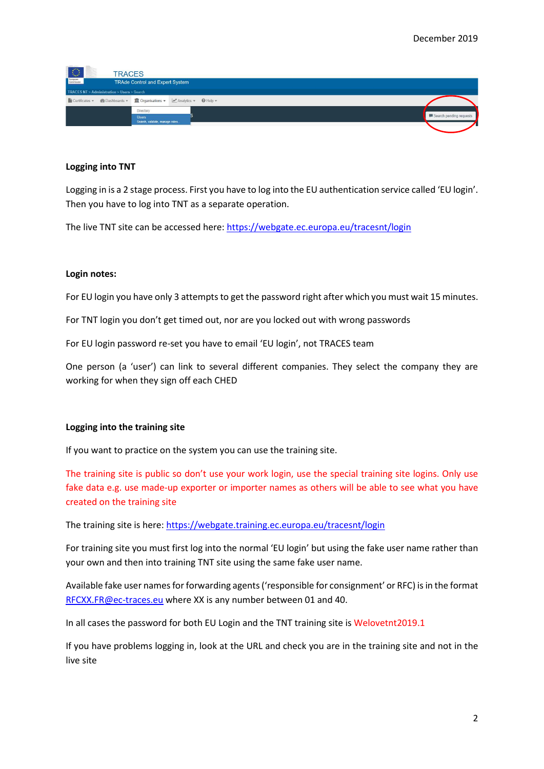### Logging into TNT

Logging in is a 2 stage process. First you have to log into the EU authentication service called 'EU login'. Then you have to log into TNT as a separate operation.

The live TNT site can be accessed here: [https://webgate.ec.europa.eu/tracesnt/login](https://webgate.ec.europa.eu/tracesnt/login)

### Login notes:

For EU login you have only 3 attempts to get the password right after which you must wait 15 minutes.

For TNT login you don't get timed out, nor are you locked out with wrong passwords

For EU login password re-set you have to email 'EU login', not TRACES team

One person (a 'user') can link to several different companies. They select the company they are working for when they sign off each CHED

### Logging into the training site

If you want to practice on the system you can use the training site.

The training site is public so don't use your work login, use the special training site logins. Only use fake data e.g. use made-up exporter or importer names as others will be able to see what you have created on the training site

The training site is here: [https://webgate.training.ec.europa.eu/tracesnt/login](https://webgate.training.ec.europa.eu/tracesnt/login)

For training site you must first log into the normal 'EU login' but using the fake user name rather than your own and then into training TNT site using the same fake user name.

Available fake user names for forwarding agents ('responsible for consignment' or RFC) is in the format [RFCXX.FR@ec-traces.eu](mailto:RFCXX.FR@ec-traces.eu) where XX is any number between 01 and 40.

In all cases the password for both EU Login and the TNT training site is Welovetnt2019.1

If you have problems logging in, look at the URL and check you are in the training site and not in the live site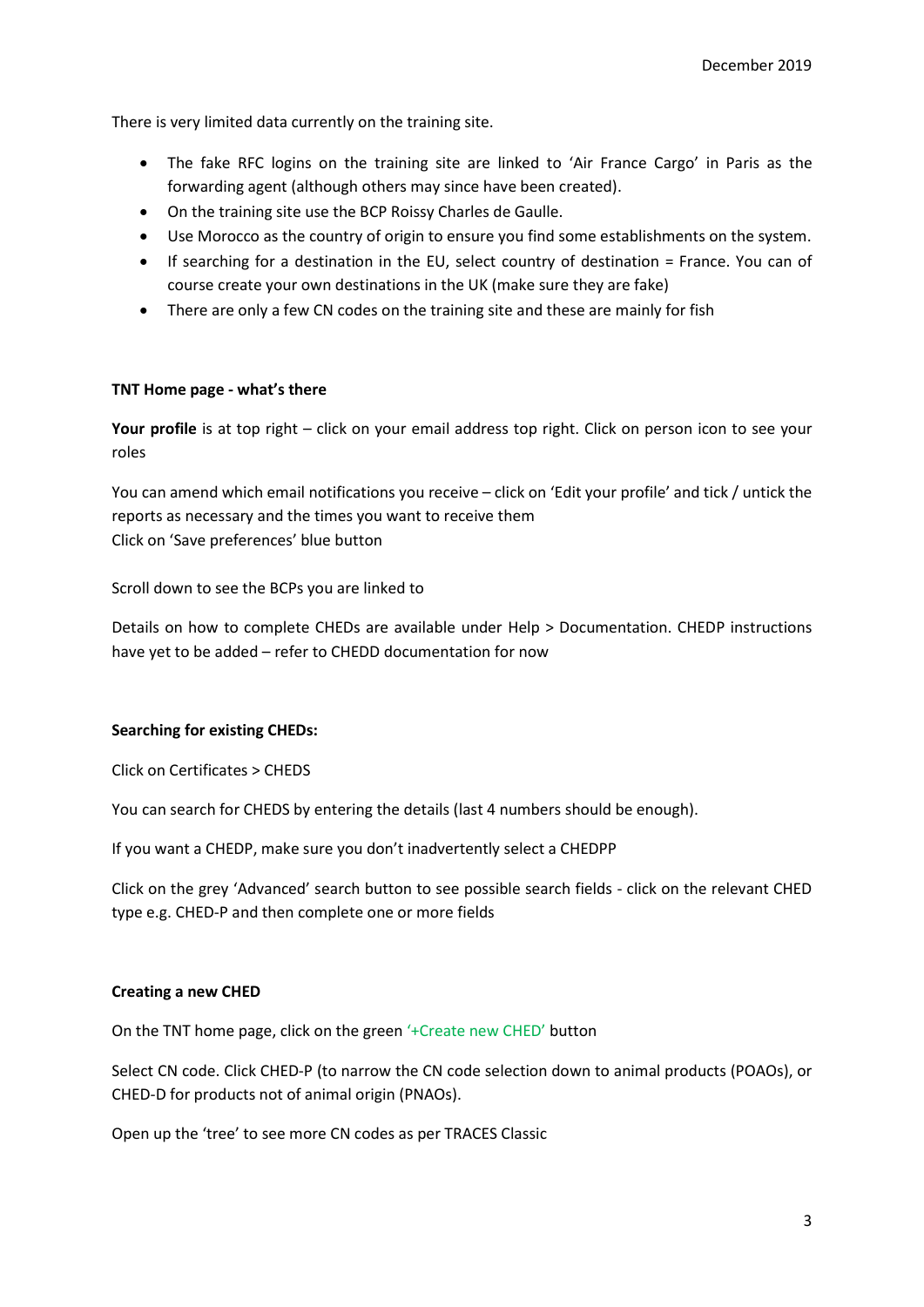There is very limited data currently on the training site.

- The fake RFC logins on the training site are linked to 'Air France Cargo' in Paris as the forwarding agent (although others may since have been created).
- On the training site use the BCP Roissy Charles de Gaulle.
- Use Morocco as the country of origin to ensure you find some establishments on the system.
- If searching for a destination in the EU, select country of destination = France. You can of course create your own destinations in the UK (make sure they are fake)
- There are only a few CN codes on the training site and these are mainly for fish

**TNT Home page - what's there**

**Your profile** is at top right – click on your email address top right. Click on person icon to see your roles

You can amend which email notifications you receive – click on 'Edit your profile' and tick / untick the reports as necessary and the times you want to receive them
Click on 'Save preferences' blue button

Scroll down to see the BCPs you are linked to

Details on how to complete CHEDs are available under Help > Documentation. CHEDP instructions have yet to be added – refer to CHEDD documentation for now

**Searching for existing CHEDs:**

Click on Certificates > CHEDS

You can search for CHEDS by entering the details (last 4 numbers should be enough).

If you want a CHEDP, make sure you don't inadvertently select a CHEDPP

Click on the grey 'Advanced' search button to see possible search fields - click on the relevant CHED type e.g. CHED-P and then complete one or more fields

**Creating a new CHED**

On the TNT home page, click on the green '+Create new CHED' button

Select CN code. Click CHED-P (to narrow the CN code selection down to animal products (POAOs), or CHED-D for products not of animal origin (PNAOs).

Open up the 'tree' to see more CN codes as per TRACES Classic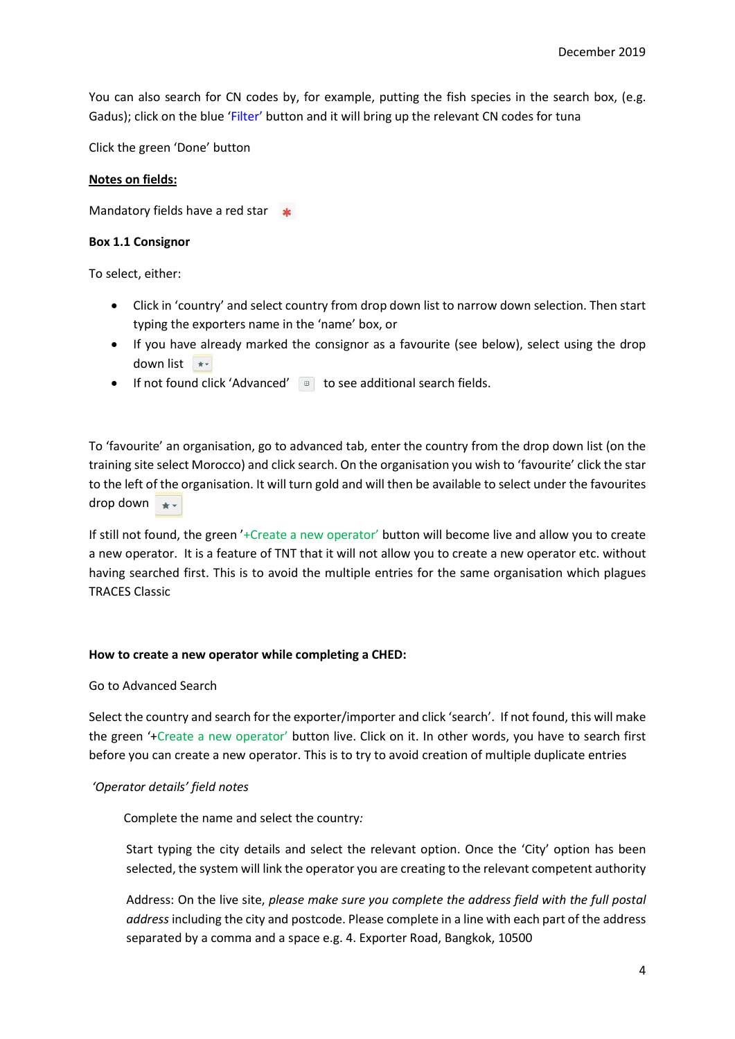You can also search for CN codes by, for example, putting the fish species in the search box, (e.g. Gadus); click on the blue 'Filter' button and it will bring up the relevant CN codes for tuna

Click the green 'Done' button

**Notes on fields:**

Mandatory fields have a red star

**Box 1.1 Consignor**

To select, either:

- Click in 'country' and select country from drop down list to narrow down selection. Then start typing the exporters name in the 'name' box, or
- If you have already marked the consignor as a favourite (see below), select using the drop down list
- If not found click 'Advanced' to see additional search fields.

To 'favourite' an organisation, go to advanced tab, enter the country from the drop down list (on the training site select Morocco) and click search. On the organisation you wish to 'favourite' click the star to the left of the organisation. It will turn gold and will then be available to select under the favourites drop down

If still not found, the green '+Create a new operator' button will become live and allow you to create a new operator. It is a feature of TNT that it will not allow you to create a new operator etc. without having searched first. This is to avoid the multiple entries for the same organisation which plagues TRACES Classic

**How to create a new operator while completing a CHED:**

Go to Advanced Search

Select the country and search for the exporter/importer and click 'search'. If not found, this will make the green '+Create a new operator' button live. Click on it. In other words, you have to search first before you can create a new operator. This is to try to avoid creation of multiple duplicate entries

*'Operator details' field notes*

Complete the name and select the country*:*

Start typing the city details and select the relevant option. Once the 'City' option has been selected, the system will link the operator you are creating to the relevant competent authority

Address: On the live site, *please make sure you complete the address field with the full postal address* including the city and postcode. Please complete in a line with each part of the address separated by a comma and a space e.g. 4. Exporter Road, Bangkok, 10500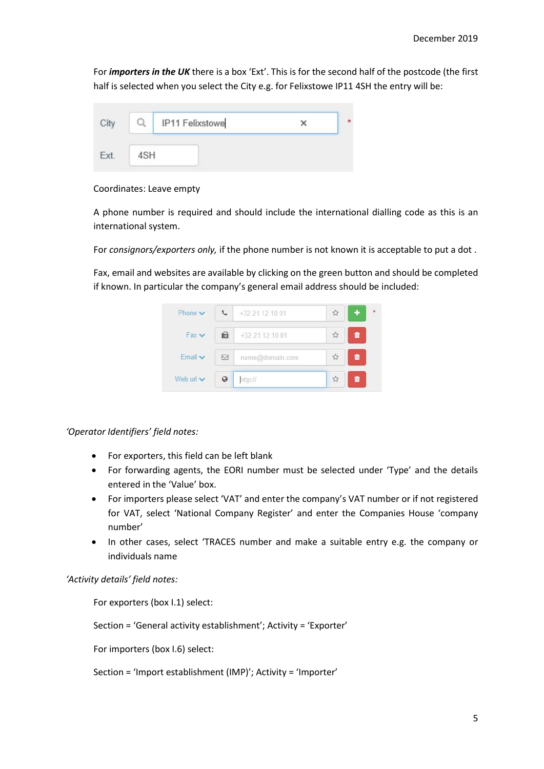For ***importers in the UK*** there is a box 'Ext'. This is for the second half of the postcode (the first half is selected when you select the City e.g. for Felixstowe IP11 4SH the entry will be:

| City | IP11 Felixstowe |
|---|---|
| Ext. | 4SH |

Coordinates: Leave empty

A phone number is required and should include the international dialling code as this is an international system.

For *consignors/exporters only,* if the phone number is not known it is acceptable to put a dot .

Fax, email and websites are available by clicking on the green button and should be completed if known. In particular the company's general email address should be included:

| Field | Example |
|---|---|
| Phone | +32 21 12 10 01 |
| Fax | +32 21 12 10 01 |
| Email | name@domain.com |
| Web url | http:// |

*'Operator Identifiers' field notes:*

- For exporters, this field can be left blank
- For forwarding agents, the EORI number must be selected under 'Type' and the details entered in the 'Value' box.
- For importers please select 'VAT' and enter the company's VAT number or if not registered for VAT, select 'National Company Register' and enter the Companies House 'company number'
- In other cases, select 'TRACES number and make a suitable entry e.g. the company or individuals name

*'Activity details' field notes:*

For exporters (box I.1) select:

Section = 'General activity establishment'; Activity = 'Exporter'

For importers (box I.6) select:

Section = 'Import establishment (IMP)'; Activity = 'Importer'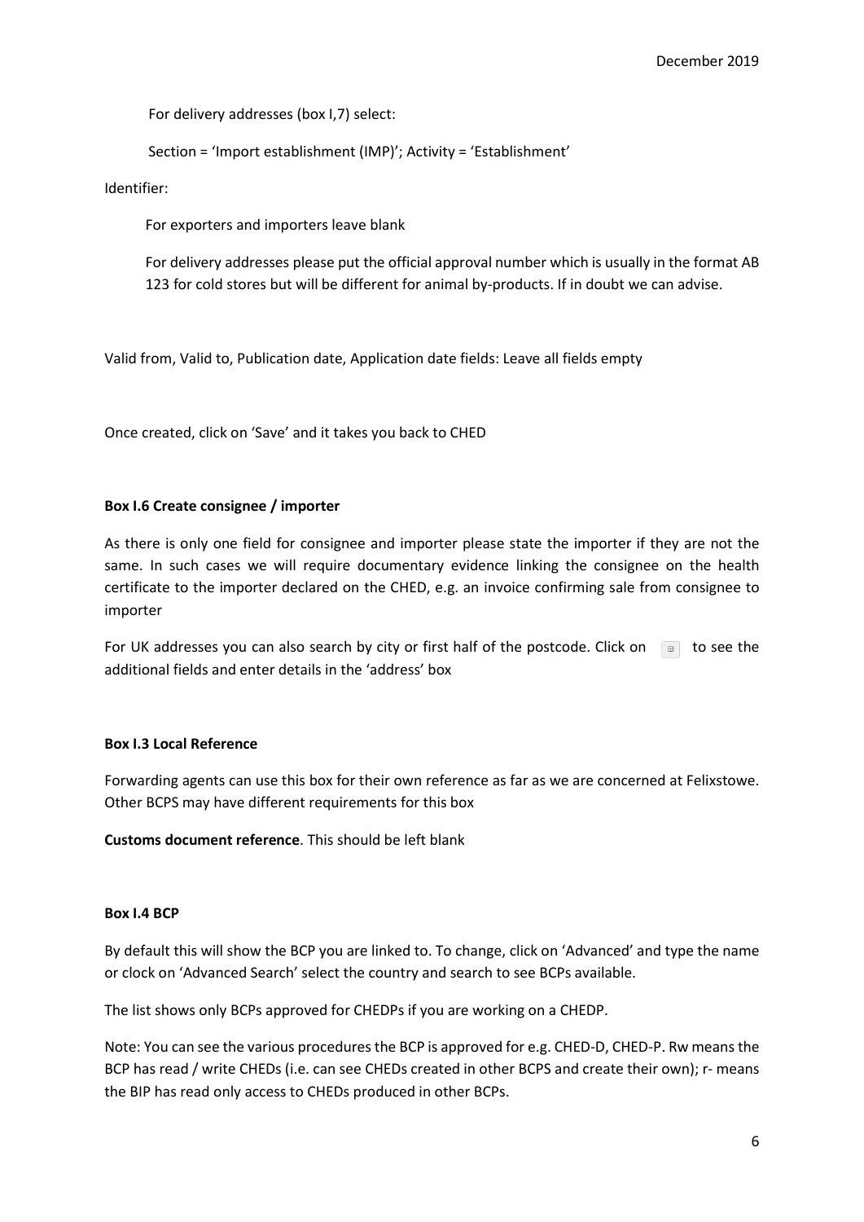For delivery addresses (box I,7) select:

Section = 'Import establishment (IMP)'; Activity = 'Establishment'

Identifier:

For exporters and importers leave blank

For delivery addresses please put the official approval number which is usually in the format AB 123 for cold stores but will be different for animal by-products. If in doubt we can advise.

Valid from, Valid to, Publication date, Application date fields: Leave all fields empty

Once created, click on 'Save' and it takes you back to CHED

**Box I.6 Create consignee / importer**

As there is only one field for consignee and importer please state the importer if they are not the same. In such cases we will require documentary evidence linking the consignee on the health certificate to the importer declared on the CHED, e.g. an invoice confirming sale from consignee to importer

For UK addresses you can also search by city or first half of the postcode. Click on ⊞ to see the additional fields and enter details in the 'address' box

**Box I.3 Local Reference**

Forwarding agents can use this box for their own reference as far as we are concerned at Felixstowe. Other BCPS may have different requirements for this box

**Customs document reference**. This should be left blank

**Box I.4 BCP**

By default this will show the BCP you are linked to. To change, click on 'Advanced' and type the name or clock on 'Advanced Search' select the country and search to see BCPs available.

The list shows only BCPs approved for CHEDPs if you are working on a CHEDP.

Note: You can see the various procedures the BCP is approved for e.g. CHED-D, CHED-P. Rw means the BCP has read / write CHEDs (i.e. can see CHEDs created in other BCPS and create their own); r- means the BIP has read only access to CHEDs produced in other BCPs.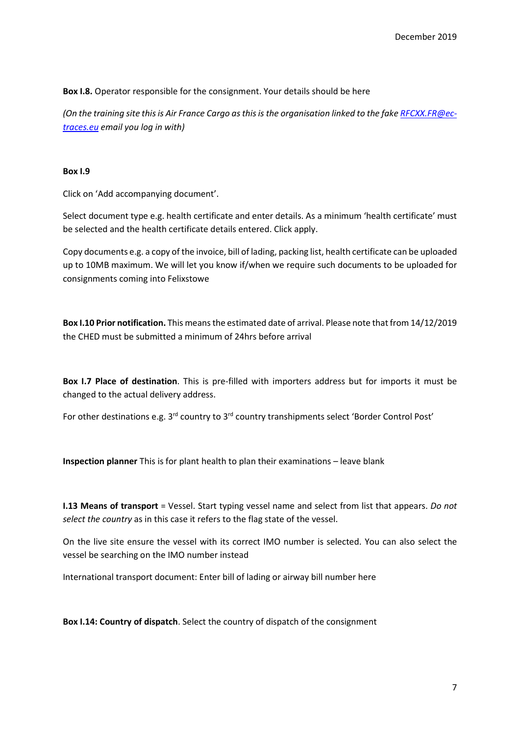**Box I.8.** Operator responsible for the consignment. Your details should be here

*(On the training site this is Air France Cargo as this is the organisation linked to the fake [RFCXX.FR@ec-traces.eu](mailto:RFCXX.FR@ec-traces.eu) email you log in with)*

**Box I.9**

Click on 'Add accompanying document'.

Select document type e.g. health certificate and enter details. As a minimum 'health certificate' must be selected and the health certificate details entered. Click apply.

Copy documents e.g. a copy of the invoice, bill of lading, packing list, health certificate can be uploaded up to 10MB maximum. We will let you know if/when we require such documents to be uploaded for consignments coming into Felixstowe

**Box I.10 Prior notification.** This means the estimated date of arrival. Please note that from 14/12/2019 the CHED must be submitted a minimum of 24hrs before arrival

**Box I.7 Place of destination**. This is pre-filled with importers address but for imports it must be changed to the actual delivery address.

For other destinations e.g. 3rd country to 3rd country transhipments select 'Border Control Post'

**Inspection planner** This is for plant health to plan their examinations – leave blank

**I.13 Means of transport** = Vessel. Start typing vessel name and select from list that appears. *Do not select the country* as in this case it refers to the flag state of the vessel.

On the live site ensure the vessel with its correct IMO number is selected. You can also select the vessel be searching on the IMO number instead

International transport document: Enter bill of lading or airway bill number here

**Box I.14: Country of dispatch**. Select the country of dispatch of the consignment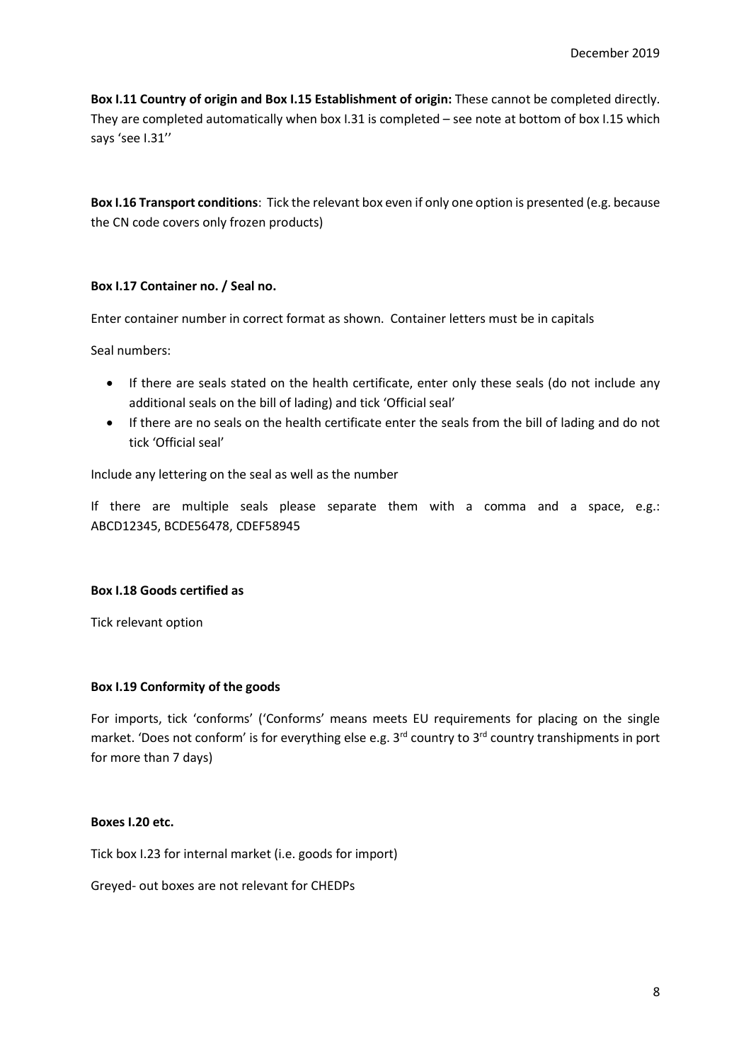**Box I.11 Country of origin and Box I.15 Establishment of origin:** These cannot be completed directly. They are completed automatically when box I.31 is completed – see note at bottom of box I.15 which says 'see I.31''

**Box I.16 Transport conditions**: Tick the relevant box even if only one option is presented (e.g. because the CN code covers only frozen products)

**Box I.17 Container no. / Seal no.**

Enter container number in correct format as shown. Container letters must be in capitals

Seal numbers:

- If there are seals stated on the health certificate, enter only these seals (do not include any additional seals on the bill of lading) and tick 'Official seal'
- If there are no seals on the health certificate enter the seals from the bill of lading and do not tick 'Official seal'

Include any lettering on the seal as well as the number

If there are multiple seals please separate them with a comma and a space, e.g.: ABCD12345, BCDE56478, CDEF58945

**Box I.18 Goods certified as**

Tick relevant option

**Box I.19 Conformity of the goods**

For imports, tick 'conforms' ('Conforms' means meets EU requirements for placing on the single market. 'Does not conform' is for everything else e.g. 3rd country to 3rd country transhipments in port for more than 7 days)

**Boxes I.20 etc.**

Tick box I.23 for internal market (i.e. goods for import)

Greyed- out boxes are not relevant for CHEDPs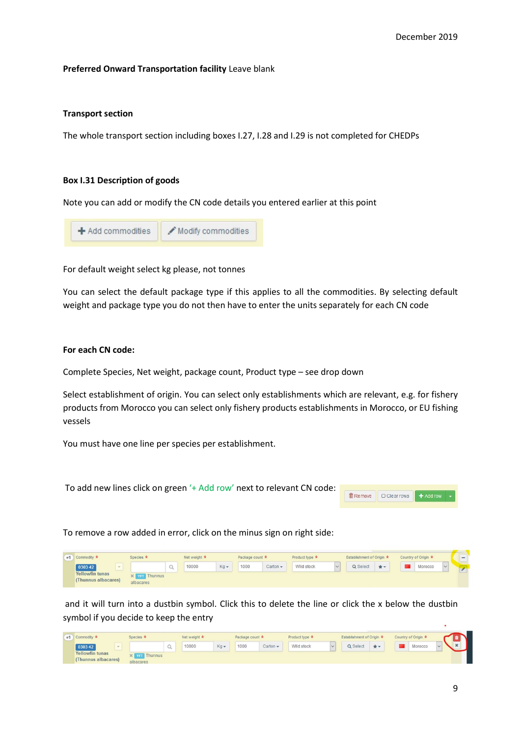December 2019

**Preferred Onward Transportation facility** Leave blank

**Transport section**

The whole transport section including boxes I.27, I.28 and I.29 is not completed for CHEDPs

**Box I.31 Description of goods**

Note you can add or modify the CN code details you entered earlier at this point

For default weight select kg please, not tonnes

You can select the default package type if this applies to all the commodities. By selecting default weight and package type you do not then have to enter the units separately for each CN code

**For each CN code:**

Complete Species, Net weight, package count, Product type – see drop down

Select establishment of origin. You can select only establishments which are relevant, e.g. for fishery products from Morocco you can select only fishery products establishments in Morocco, or EU fishing vessels

You must have one line per species per establishment.

To add new lines click on green '+ Add row' next to relevant CN code:

To remove a row added in error, click on the minus sign on right side:

and it will turn into a dustbin symbol. Click this to delete the line or click the x below the dustbin symbol if you decide to keep the entry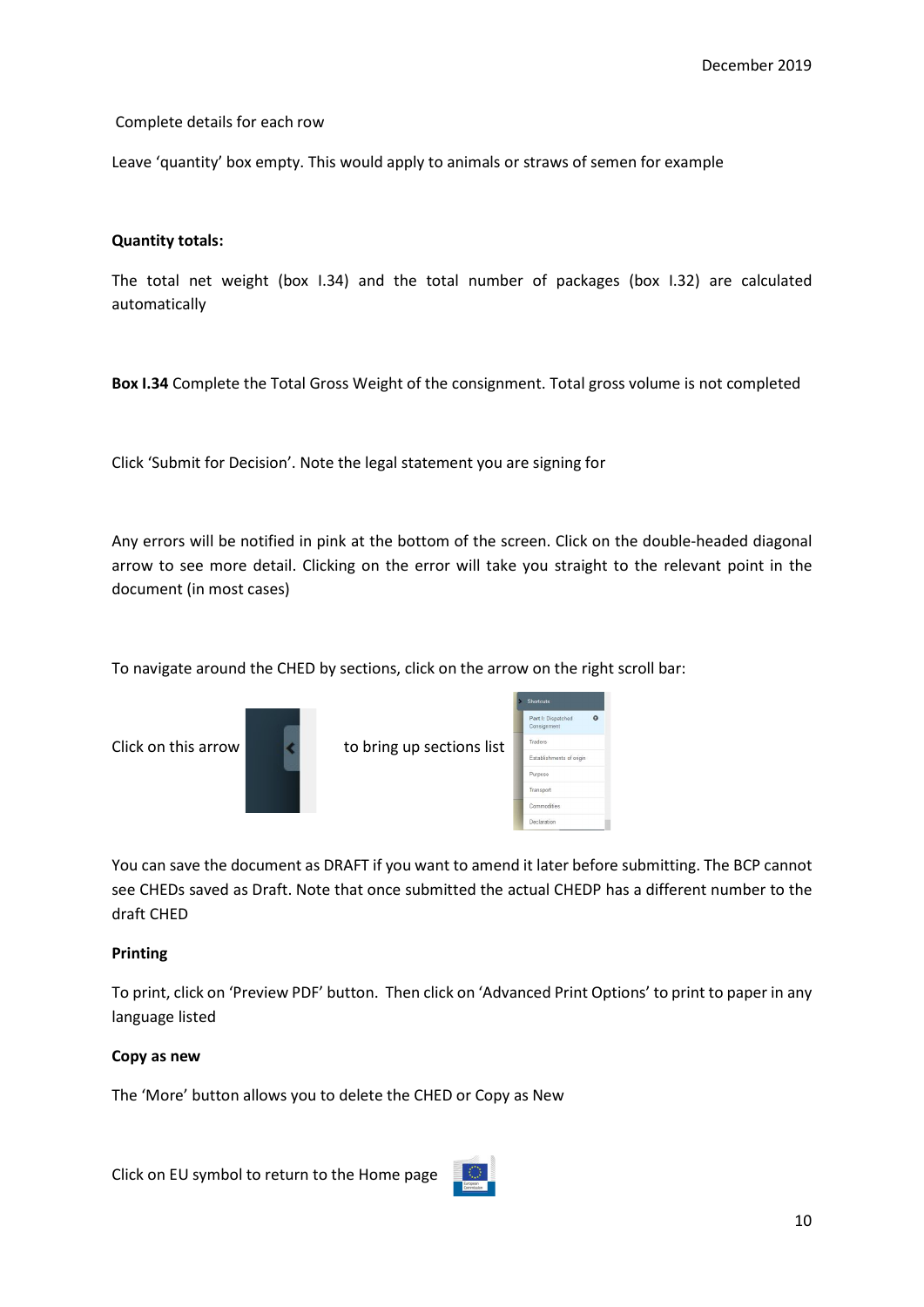Complete details for each row

Leave 'quantity' box empty. This would apply to animals or straws of semen for example

**Quantity totals:**

The total net weight (box I.34) and the total number of packages (box I.32) are calculated automatically

**Box I.34** Complete the Total Gross Weight of the consignment. Total gross volume is not completed

Click 'Submit for Decision'. Note the legal statement you are signing for

Any errors will be notified in pink at the bottom of the screen. Click on the double-headed diagonal arrow to see more detail. Clicking on the error will take you straight to the relevant point in the document (in most cases)

To navigate around the CHED by sections, click on the arrow on the right scroll bar:

Click on this arrow to bring up sections list

You can save the document as DRAFT if you want to amend it later before submitting. The BCP cannot see CHEDs saved as Draft. Note that once submitted the actual CHEDP has a different number to the draft CHED

**Printing**

To print, click on 'Preview PDF' button. Then click on 'Advanced Print Options' to print to paper in any language listed

**Copy as new**

The 'More' button allows you to delete the CHED or Copy as New

Click on EU symbol to return to the Home page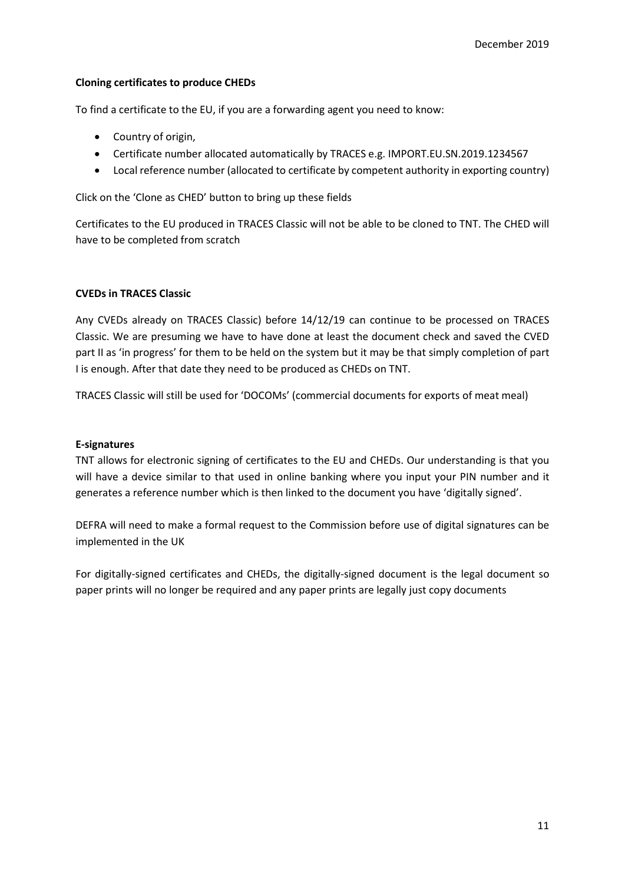### Cloning certificates to produce CHEDs

To find a certificate to the EU, if you are a forwarding agent you need to know:

- Country of origin,
- Certificate number allocated automatically by TRACES e.g. IMPORT.EU.SN.2019.1234567
- Local reference number (allocated to certificate by competent authority in exporting country)

Click on the 'Clone as CHED' button to bring up these fields

Certificates to the EU produced in TRACES Classic will not be able to be cloned to TNT. The CHED will have to be completed from scratch

### CVEDs in TRACES Classic

Any CVEDs already on TRACES Classic) before 14/12/19 can continue to be processed on TRACES Classic. We are presuming we have to have done at least the document check and saved the CVED part II as 'in progress' for them to be held on the system but it may be that simply completion of part I is enough. After that date they need to be produced as CHEDs on TNT.

TRACES Classic will still be used for 'DOCOMs' (commercial documents for exports of meat meal)

### E-signatures

TNT allows for electronic signing of certificates to the EU and CHEDs. Our understanding is that you will have a device similar to that used in online banking where you input your PIN number and it generates a reference number which is then linked to the document you have 'digitally signed'.

DEFRA will need to make a formal request to the Commission before use of digital signatures can be implemented in the UK

For digitally-signed certificates and CHEDs, the digitally-signed document is the legal document so paper prints will no longer be required and any paper prints are legally just copy documents